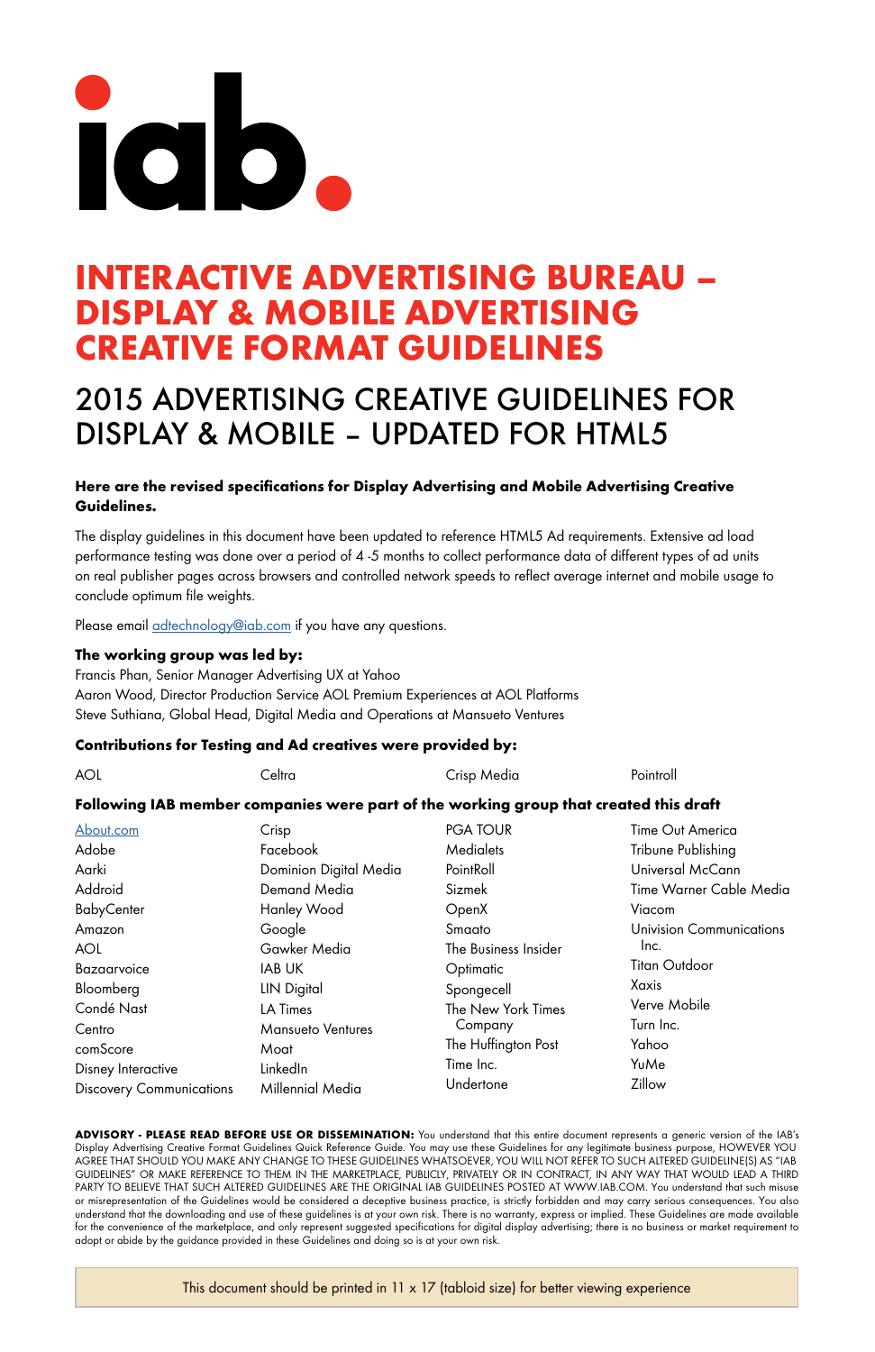iab.

# INTERACTIVE ADVERTISING BUREAU – DISPLAY & MOBILE ADVERTISING CREATIVE FORMAT GUIDELINES

## 2015 ADVERTISING CREATIVE GUIDELINES FOR DISPLAY & MOBILE – UPDATED FOR HTML5

**Here are the revised specifications for Display Advertising and Mobile Advertising Creative Guidelines.**

The display guidelines in this document have been updated to reference HTML5 Ad requirements. Extensive ad load performance testing was done over a period of 4 -5 months to collect performance data of different types of ad units on real publisher pages across browsers and controlled network speeds to reflect average internet and mobile usage to conclude optimum file weights.

Please email adtechnology@iab.com if you have any questions.

**The working group was led by:**

Francis Phan, Senior Manager Advertising UX at Yahoo
Aaron Wood, Director Production Service AOL Premium Experiences at AOL Platforms
Steve Suthiana, Global Head, Digital Media and Operations at Mansueto Ventures

**Contributions for Testing and Ad creatives were provided by:**

AOL, Celtra, Crisp Media, Pointroll

**Following IAB member companies were part of the working group that created this draft**

About.com
Adobe
Aarki
Addroid
BabyCenter
Amazon
AOL
Bazaarvoice
Bloomberg
Condé Nast
Centro
comScore
Disney Interactive
Discovery Communications
Crisp
Facebook
Dominion Digital Media
Demand Media
Hanley Wood
Google
Gawker Media
IAB UK
LIN Digital
LA Times
Mansueto Ventures
Moat
LinkedIn
Millennial Media
PGA TOUR
Medialets
PointRoll
Sizmek
OpenX
Smaato
The Business Insider
Optimatic
Spongecell
The New York Times Company
The Huffington Post
Time Inc.
Undertone
Time Out America
Tribune Publishing
Universal McCann
Time Warner Cable Media
Viacom
Univision Communications Inc.
Titan Outdoor
Xaxis
Verve Mobile
Turn Inc.
Yahoo
YuMe
Zillow

**ADVISORY - PLEASE READ BEFORE USE OR DISSEMINATION:** You understand that this entire document represents a generic version of the IAB's Display Advertising Creative Format Guidelines Quick Reference Guide. You may use these Guidelines for any legitimate business purpose, HOWEVER YOU AGREE THAT SHOULD YOU MAKE ANY CHANGE TO THESE GUIDELINES WHATSOEVER, YOU WILL NOT REFER TO SUCH ALTERED GUIDELINE(S) AS "IAB GUIDELINES" OR MAKE REFERENCE TO THEM IN THE MARKETPLACE, PUBLICLY, PRIVATELY OR IN CONTRACT, IN ANY WAY THAT WOULD LEAD A THIRD PARTY TO BELIEVE THAT SUCH ALTERED GUIDELINES ARE THE ORIGINAL IAB GUIDELINES POSTED AT WWW.IAB.COM. You understand that such misuse or misrepresentation of the Guidelines would be considered a deceptive business practice, is strictly forbidden and may carry serious consequences. You also understand that the downloading and use of these guidelines is at your own risk. There is no warranty, express or implied. These Guidelines are made available for the convenience of the marketplace, and only represent suggested specifications for digital display advertising; there is no business or market requirement to adopt or abide by the guidance provided in these Guidelines and doing so is at your own risk.

This document should be printed in 11 x 17 (tabloid size) for better viewing experience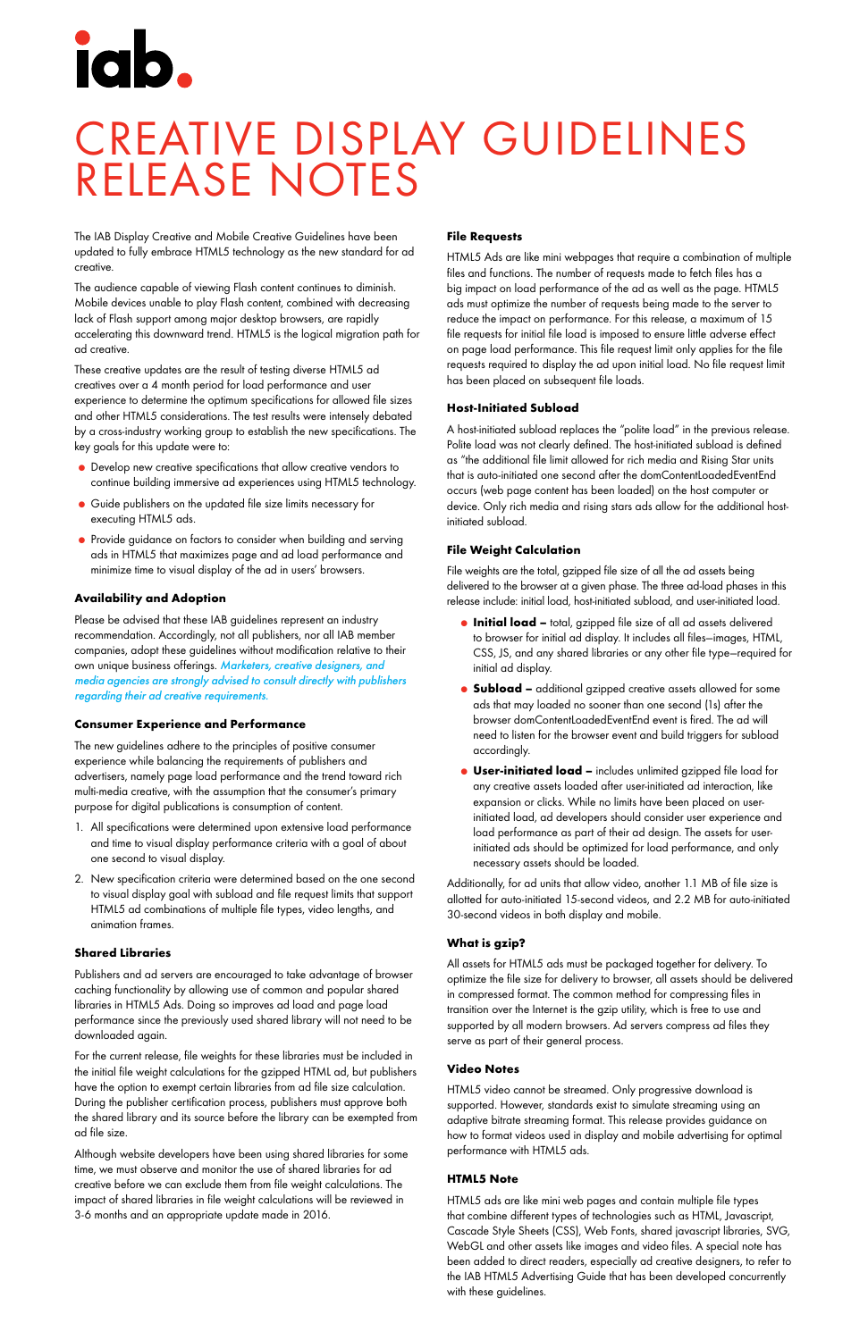iab.

# CREATIVE DISPLAY GUIDELINES RELEASE NOTES

The IAB Display Creative and Mobile Creative Guidelines have been updated to fully embrace HTML5 technology as the new standard for ad creative.

The audience capable of viewing Flash content continues to diminish. Mobile devices unable to play Flash content, combined with decreasing lack of Flash support among major desktop browsers, are rapidly accelerating this downward trend. HTML5 is the logical migration path for ad creative.

These creative updates are the result of testing diverse HTML5 ad creatives over a 4 month period for load performance and user experience to determine the optimum specifications for allowed file sizes and other HTML5 considerations. The test results were intensely debated by a cross-industry working group to establish the new specifications. The key goals for this update were to:

- Develop new creative specifications that allow creative vendors to continue building immersive ad experiences using HTML5 technology.
- Guide publishers on the updated file size limits necessary for executing HTML5 ads.
- Provide guidance on factors to consider when building and serving ads in HTML5 that maximizes page and ad load performance and minimize time to visual display of the ad in users' browsers.

### Availability and Adoption

Please be advised that these IAB guidelines represent an industry recommendation. Accordingly, not all publishers, nor all IAB member companies, adopt these guidelines without modification relative to their own unique business offerings. *Marketers, creative designers, and media agencies are strongly advised to consult directly with publishers regarding their ad creative requirements.*

### Consumer Experience and Performance

The new guidelines adhere to the principles of positive consumer experience while balancing the requirements of publishers and advertisers, namely page load performance and the trend toward rich multi-media creative, with the assumption that the consumer's primary purpose for digital publications is consumption of content.

1. All specifications were determined upon extensive load performance and time to visual display performance criteria with a goal of about one second to visual display.
2. New specification criteria were determined based on the one second to visual display goal with subload and file request limits that support HTML5 ad combinations of multiple file types, video lengths, and animation frames.

### Shared Libraries

Publishers and ad servers are encouraged to take advantage of browser caching functionality by allowing use of common and popular shared libraries in HTML5 Ads. Doing so improves ad load and page load performance since the previously used shared library will not need to be downloaded again.

For the current release, file weights for these libraries must be included in the initial file weight calculations for the gzipped HTML ad, but publishers have the option to exempt certain libraries from ad file size calculation. During the publisher certification process, publishers must approve both the shared library and its source before the library can be exempted from ad file size.

Although website developers have been using shared libraries for some time, we must observe and monitor the use of shared libraries for ad creative before we can exclude them from file weight calculations. The impact of shared libraries in file weight calculations will be reviewed in 3-6 months and an appropriate update made in 2016.

### File Requests

HTML5 Ads are like mini webpages that require a combination of multiple files and functions. The number of requests made to fetch files has a big impact on load performance of the ad as well as the page. HTML5 ads must optimize the number of requests being made to the server to reduce the impact on performance. For this release, a maximum of 15 file requests for initial file load is imposed to ensure little adverse effect on page load performance. This file request limit only applies for the file requests required to display the ad upon initial load. No file request limit has been placed on subsequent file loads.

### Host-Initiated Subload

A host-initiated subload replaces the "polite load" in the previous release. Polite load was not clearly defined. The host-initiated subload is defined as "the additional file limit allowed for rich media and Rising Star units that is auto-initiated one second after the domContentLoadedEventEnd occurs (web page content has been loaded) on the host computer or device. Only rich media and rising stars ads allow for the additional host-initiated subload.

### File Weight Calculation

File weights are the total, gzipped file size of all the ad assets being delivered to the browser at a given phase. The three ad-load phases in this release include: initial load, host-initiated subload, and user-initiated load.

- **Initial load –** total, gzipped file size of all ad assets delivered to browser for initial ad display. It includes all files—images, HTML, CSS, JS, and any shared libraries or any other file type—required for initial ad display.
- **Subload –** additional gzipped creative assets allowed for some ads that may loaded no sooner than one second (1s) after the browser domContentLoadedEventEnd event is fired. The ad will need to listen for the browser event and build triggers for subload accordingly.
- **User-initiated load –** includes unlimited gzipped file load for any creative assets loaded after user-initiated ad interaction, like expansion or clicks. While no limits have been placed on user-initiated load, ad developers should consider user experience and load performance as part of their ad design. The assets for user-initiated ads should be optimized for load performance, and only necessary assets should be loaded.

Additionally, for ad units that allow video, another 1.1 MB of file size is allotted for auto-initiated 15-second videos, and 2.2 MB for auto-initiated 30-second videos in both display and mobile.

### What is gzip?

All assets for HTML5 ads must be packaged together for delivery. To optimize the file size for delivery to browser, all assets should be delivered in compressed format. The common method for compressing files in transition over the Internet is the gzip utility, which is free to use and supported by all modern browsers. Ad servers compress ad files they serve as part of their general process.

### Video Notes

HTML5 video cannot be streamed. Only progressive download is supported. However, standards exist to simulate streaming using an adaptive bitrate streaming format. This release provides guidance on how to format videos used in display and mobile advertising for optimal performance with HTML5 ads.

### HTML5 Note

HTML5 ads are like mini web pages and contain multiple file types that combine different types of technologies such as HTML, Javascript, Cascade Style Sheets (CSS), Web Fonts, shared javascript libraries, SVG, WebGL and other assets like images and video files. A special note has been added to direct readers, especially ad creative designers, to refer to the IAB HTML5 Advertising Guide that has been developed concurrently with these guidelines.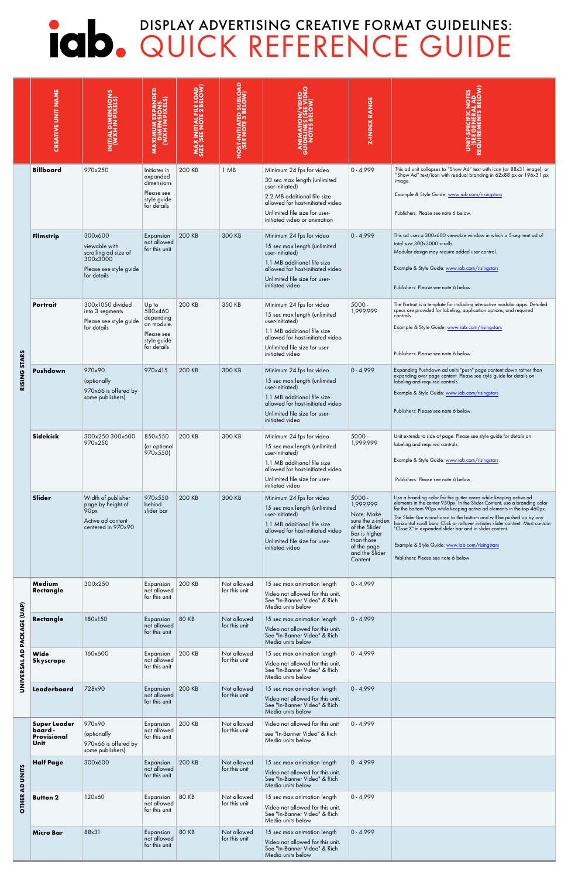# iab. DISPLAY ADVERTISING CREATIVE FORMAT GUIDELINES: QUICK REFERENCE GUIDE

| | CREATIVE UNIT NAME | INITIAL DIMENSIONS (WXH IN PIXELS) | MAXIMUM EXPANDED DIMENSIONS (WXH IN PIXELS) | MAX INITIAL FILE LOAD SIZE (SEE NOTE 2 BELOW) | HOST-INITIATED SUBLOAD (SEE NOTE 3 BELOW) | ANIMATION/VIDEO GUIDELINES (SEE VIDEO NOTES BELOW) | Z-INDEX RANGE | UNIT-SPECIFIC NOTES (SEE GENERAL AD REQUIREMENTS BELOW) |
|---|---|---|---|---|---|---|---|---|
| RISING STARS | **Billboard** | 970x250 | Initiates in expanded dimensions<br>Please see style guide for details | 200 KB | 1 MB | Minimum 24 fps for video<br>30 sec max length (unlimited user-initiated)<br>2.2 MB additional file size allowed for host-initiated video<br>Unlimited file size for user-initiated video or animation | 0 - 4,999 | This ad unit collapses to "Show Ad" text with icon (or 88x31 image), or "Show Ad" text/icon with residual branding in 62x88 px or 196x31 px image.<br>Example & Style Guide: www.iab.com/risingstars<br>Publishers: Please see note 6 below. |
| | **Filmstrip** | 300x600<br>viewable with scrolling ad size of 300x3000<br>Please see style guide for details | Expansion not allowed for this unit | 200 KB | 300 KB | Minimum 24 fps for video<br>15 sec max length (unlimited user-initiated)<br>1.1 MB additional file size allowed for host-initiated video<br>Unlimited file size for user-initiated video | 0 - 4,999 | This ad uses a 300x600 viewable window in which a 5-segment ad of total size 300x3000 scrolls<br>Modular design may require added user control.<br>Example & Style Guide: www.iab.com/risingstars<br>Publishers: Please see note 6 below. |
| | **Portrait** | 300x1050 divided into 3 segments<br>Please see style guide for details | Up to 580x460 depending on module.<br>Please see style guide for details | 200 KB | 350 KB | Minimum 24 fps for video<br>15 sec max length (unlimited user-initiated)<br>1.1 MB additional file size allowed for host-initiated video<br>Unlimited file size for user-initiated video | 5000 - 1,999,999 | The Portrait is a template for including interactive modular apps. Detailed specs are provided for labeling, application options, and required controls.<br>Example & Style Guide: www.iab.com/risingstars<br>Publishers: Please see note 6 below. |
| | **Pushdown** | 970x90<br>(optionally<br>970x66 is offered by some publishers) | 970x415 | 200 KB | 300 KB | Minimum 24 fps for video<br>15 sec max length (unlimited user-initiated)<br>1.1 MB additional file size allowed for host-initiated video<br>Unlimited file size for user-initiated video | 0 - 4,999 | Expanding Pushdown ad units "push" page content down rather than expanding over page content. Please see style guide for details on labeling and required controls.<br>Example & Style Guide: www.iab.com/risingstars<br>Publishers: Please see note 6 below. |
| | **Sidekick** | 300x250 300x600 970x250 | 850x550<br>(or optional 970x550) | 200 KB | 300 KB | Minimum 24 fps for video<br>15 sec max length (unlimited user-initiated)<br>1.1 MB additional file size allowed for host-initiated video<br>Unlimited file size for user-initiated video | 5000 - 1,999,999 | Unit extends to side of page. Please see style guide for details on labeling and required controls.<br>Example & Style Guide: www.iab.com/risingstars<br>Publishers: Please see note 6 below. |
| | **Slider** | Width of publisher page by height of 90px<br>Active ad content centered in 970x90 | 970x550 behind slider bar | 200 KB | 300 KB | Minimum 24 fps for video<br>15 sec max length (unlimited user-initiated)<br>1.1 MB additional file size allowed for host-initiated video<br>Unlimited file size for user-initiated video | 5000 - 1,999,999<br>Note: Make sure the z-index of the Slider Bar is higher than those of the page and the Slider Content | Use a branding color for the gutter areas while keeping active ad elements in the center 950px. In the Slider Content, use a branding color for the bottom 90px while keeping active ad elements in the top 460px.<br>The Slider Bar is anchored to the bottom and will be pushed up by any horizontal scroll bars. Click or rollover initiates slider content. Must contain "Close X" in expanded slider bar and in slider content.<br>Example & Style Guide: www.iab.com/risingstars<br>Publishers: Please see note 6 below. |
| UNIVERSAL AD PACKAGE (UAP) | **Medium Rectangle** | 300x250 | Expansion not allowed for this unit | 200 KB | Not allowed for this unit | 15 sec max animation length<br>Video not allowed for this unit. See "In-Banner Video" & Rich Media units below | 0 - 4,999 | |
| | **Rectangle** | 180x150 | Expansion not allowed for this unit | 80 KB | Not allowed for this unit | 15 sec max animation length<br>Video not allowed for this unit. See "In-Banner Video" & Rich Media units below | 0 - 4,999 | |
| | **Wide Skyscrape** | 160x600 | Expansion not allowed for this unit | 200 KB | Not allowed for this unit | 15 sec max animation length<br>Video not allowed for this unit. See "In-Banner Video" & Rich Media units below | 0 - 4,999 | |
| | **Leaderboard** | 728x90 | Expansion not allowed for this unit | 200 KB | Not allowed for this unit | 15 sec max animation length<br>Video not allowed for this unit. See "In-Banner Video" & Rich Media units below | 0 - 4,999 | |
| OTHER AD UNITS | **Super Leader board - Provisional Unit** | 970x90<br>(optionally<br>970x66 is offered by some publishers) | Expansion not allowed for this unit | 200 KB | Not allowed for this unit | Video not allowed for this unit<br>see "In-Banner Video" & Rich Media units below | 0 - 4,999 | |
| | **Half Page** | 300x600 | Expansion not allowed for this unit | 200 KB | Not allowed for this unit | 15 sec max animation length<br>Video not allowed for this unit. See "In-Banner Video" & Rich Media units below | 0 - 4,999 | |
| | **Button 2** | 120x60 | Expansion not allowed for this unit | 80 KB | Not allowed for this unit | 15 sec max animation length<br>Video not allowed for this unit. See "In-Banner Video" & Rich Media units below | 0 - 4,999 | |
| | **Micro Bar** | 88x31 | Expansion not allowed for this unit | 80 KB | Not allowed for this unit | 15 sec max animation length<br>Video not allowed for this unit. See "In-Banner Video" & Rich Media units below | 0 - 4,999 | |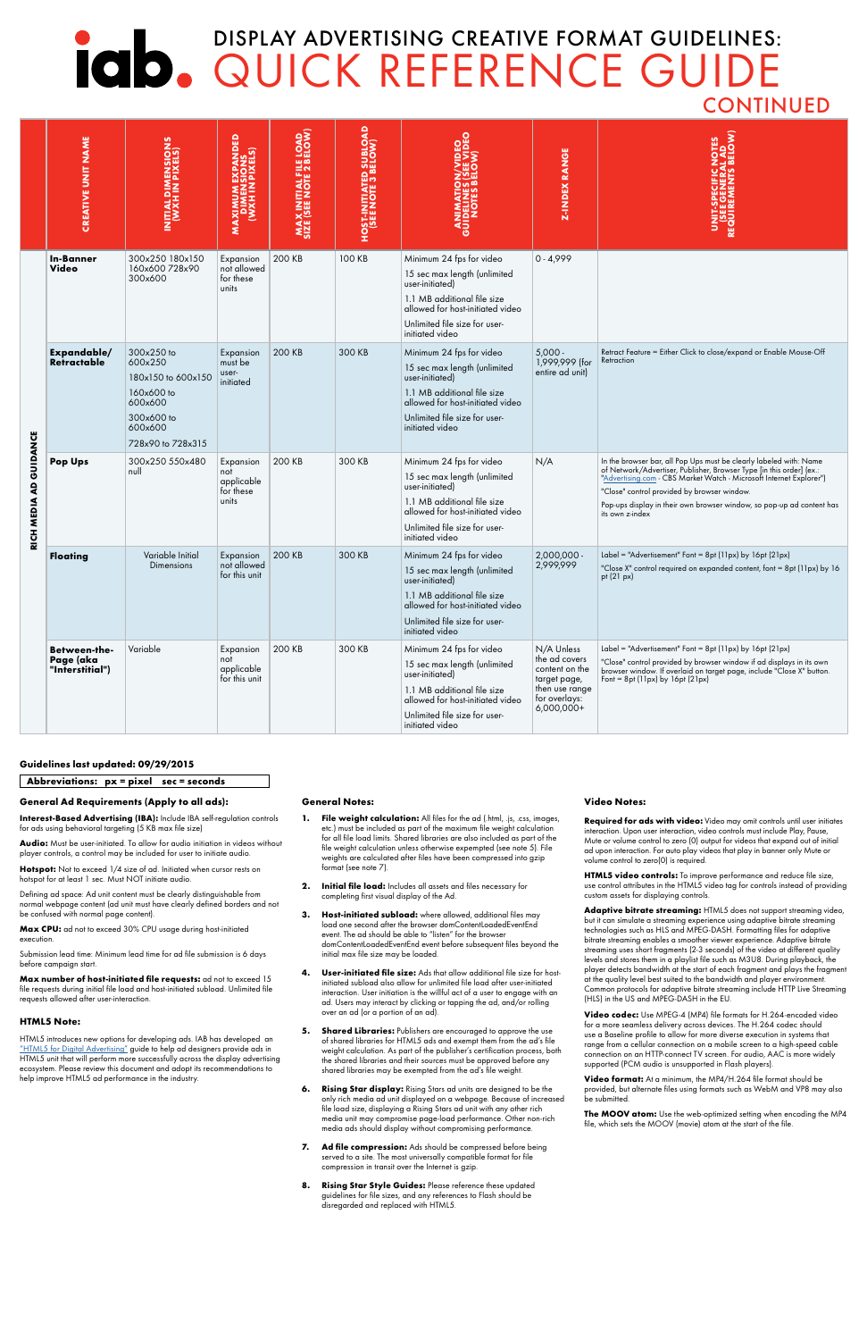# DISPLAY ADVERTISING CREATIVE FORMAT GUIDELINES: QUICK REFERENCE GUIDE

## CONTINUED

| | CREATIVE UNIT NAME | INITIAL DIMENSIONS (WXH IN PIXELS) | MAXIMUM EXPANDED DIMENSIONS (WXH IN PIXELS) | MAX INITIAL FILE LOAD SIZE (SEE NOTE 2 BELOW) | HOST-INITIATED SUBLOAD (SEE NOTE 3 BELOW) | ANIMATION/VIDEO GUIDELINES (SEE VIDEO NOTES BELOW) | Z-INDEX RANGE | UNIT-SPECIFIC NOTES (SEE GENERAL AD REQUIREMENTS BELOW) |
|---|---|---|---|---|---|---|---|---|
| RICH MEDIA AD GUIDANCE | **In-Banner Video** | 300x250 180x150 160x600 728x90 300x600 | Expansion not allowed for these units | 200 KB | 100 KB | Minimum 24 fps for video<br>15 sec max length (unlimited user-initiated)<br>1.1 MB additional file size allowed for host-initiated video<br>Unlimited file size for user-initiated video | 0 - 4,999 | |
| | **Expandable/ Retractable** | 300x250 to 600x250<br>180x150 to 600x150<br>160x600 to 600x600<br>300x600 to 600x600<br>728x90 to 728x315 | Expansion must be user-initiated | 200 KB | 300 KB | Minimum 24 fps for video<br>15 sec max length (unlimited user-initiated)<br>1.1 MB additional file size allowed for host-initiated video<br>Unlimited file size for user-initiated video | 5,000 - 1,999,999 (for entire ad unit) | Retract Feature = Either Click to close/expand or Enable Mouse-Off Retraction |
| | **Pop Ups** | 300x250 550x480 null | Expansion not applicable for these units | 200 KB | 300 KB | Minimum 24 fps for video<br>15 sec max length (unlimited user-initiated)<br>1.1 MB additional file size allowed for host-initiated video<br>Unlimited file size for user-initiated video | N/A | In the browser bar, all Pop Ups must be clearly labeled with: Name of Network/Advertiser, Publisher, Browser Type [in this order] (ex.: "Advertising.com - CBS Market Watch - Microsoft Internet Explorer")<br>"Close" control provided by browser window.<br>Pop-ups display in their own browser window, so pop-up ad content has its own z-index |
| | **Floating** | Variable Initial Dimensions | Expansion not allowed for this unit | 200 KB | 300 KB | Minimum 24 fps for video<br>15 sec max length (unlimited user-initiated)<br>1.1 MB additional file size allowed for host-initiated video<br>Unlimited file size for user-initiated video | 2,000,000 - 2,999,999 | Label = "Advertisement" Font = 8pt (11px) by 16pt (21px)<br>"Close X" control required on expanded content, font = 8pt (11px) by 16 pt (21 px) |
| | **Between-the-Page (aka "Interstitial")** | Variable | Expansion not applicable for this unit | 200 KB | 300 KB | Minimum 24 fps for video<br>15 sec max length (unlimited user-initiated)<br>1.1 MB additional file size allowed for host-initiated video<br>Unlimited file size for user-initiated video | N/A Unless the ad covers content on the target page, then use range for overlays: 6,000,000+ | Label = "Advertisement" Font = 8pt (11px) by 16pt (21px)<br>"Close" control provided by browser window if ad displays in its own browser window. If overlaid on target page, include "Close X" button. Font = 8pt (11px) by 16pt (21px) |

**Guidelines last updated: 09/29/2015**

**Abbreviations: px = pixel sec = seconds**

### General Ad Requirements (Apply to all ads):

**Interest-Based Advertising (IBA):** Include IBA self-regulation controls for ads using behavioral targeting (5 KB max file size)

**Audio:** Must be user-initiated. To allow for audio initiation in videos without player controls, a control may be included for user to initiate audio.

**Hotspot:** Not to exceed 1/4 size of ad. Initiated when cursor rests on hotspot for at least 1 sec. Must NOT initiate audio.

Defining ad space: Ad unit content must be clearly distinguishable from normal webpage content (ad unit must have clearly defined borders and not be confused with normal page content).

**Max CPU:** ad not to exceed 30% CPU usage during host-initiated execution.

Submission lead time: Minimum lead time for ad file submission is 6 days before campaign start.

**Max number of host-initiated file requests:** ad not to exceed 15 file requests during initial file load and host-initiated subload. Unlimited file requests allowed after user-interaction.

### HTML5 Note:

HTML5 introduces new options for developing ads. IAB has developed an "HTML5 for Digital Advertising" guide to help ad designers provide ads in HTML5 unit that will perform more successfully across the display advertising ecosystem. Please review this document and adopt its recommendations to help improve HTML5 ad performance in the industry.

### General Notes:

1. **File weight calculation:** All files for the ad (.html, .js, .css, images, etc.) must be included as part of the maximum file weight calculation for all file load limits. Shared libraries are also included as part of the file weight calculation unless otherwise exempted (see note 5). File weights are calculated after files have been compressed into gzip format (see note 7).
2. **Initial file load:** Includes all assets and files necessary for completing first visual display of the Ad.
3. **Host-initiated subload:** where allowed, additional files may load one second after the browser domContentLoadedEventEnd event. The ad should be able to "listen" for the browser domContentLoadedEventEnd event before subsequent files beyond the initial max file size may be loaded.
4. **User-initiated file size:** Ads that allow additional file size for host-initiated subload also allow for unlimited file load after user-initiated interaction. User initiation is the willful act of a user to engage with an ad. Users may interact by clicking or tapping the ad, and/or rolling over an ad (or a portion of an ad).
5. **Shared Libraries:** Publishers are encouraged to approve the use of shared libraries for HTML5 ads and exempt them from the ad's file weight calculation. As part of the publisher's certification process, both the shared libraries and their sources must be approved before any shared libraries may be exempted from the ad's file weight.
6. **Rising Star display:** Rising Stars ad units are designed to be the only rich media ad unit displayed on a webpage. Because of increased file load size, displaying a Rising Stars ad unit with any other rich media unit may compromise page-load performance. Other non-rich media ads should display without compromising performance.
7. **Ad file compression:** Ads should be compressed before being served to a site. The most universally compatible format for file compression in transit over the Internet is gzip.
8. **Rising Star Style Guides:** Please reference these updated guidelines for file sizes, and any references to Flash should be disregarded and replaced with HTML5.

### Video Notes:

**Required for ads with video:** Video may omit controls until user initiates interaction. Upon user interaction, video controls must include Play, Pause, Mute or volume control to zero (0) output for videos that expand out of initial ad upon interaction. For auto play videos that play in banner only Mute or volume control to zero(0) is required.

**HTML5 video controls:** To improve performance and reduce file size, use control attributes in the HTML5 video tag for controls instead of providing custom assets for displaying controls.

**Adaptive bitrate streaming:** HTML5 does not support streaming video, but it can simulate a streaming experience using adaptive bitrate streaming technologies such as HLS and MPEG-DASH. Formatting files for adaptive bitrate streaming enables a smoother viewer experience. Adaptive bitrate streaming uses short fragments (2-3 seconds) of the video at different quality levels and stores them in a playlist file such as M3U8. During playback, the player detects bandwidth at the start of each fragment and plays the fragment at the quality level best suited to the bandwidth and player environment. Common protocols for adaptive bitrate streaming include HTTP Live Streaming (HLS) in the US and MPEG-DASH in the EU.

**Video codec:** Use MPEG-4 (MP4) file formats for H.264-encoded video for a more seamless delivery across devices. The H.264 codec should use a Baseline profile to allow for more diverse execution in systems that range from a cellular connection on a mobile screen to a high-speed cable connection on an HTTP-connect TV screen. For audio, AAC is more widely supported (PCM audio is unsupported in Flash players).

**Video format:** At a minimum, the MP4/H.264 file format should be provided, but alternate files using formats such as WebM and VP8 may also be submitted.

**The MOOV atom:** Use the web-optimized setting when encoding the MP4 file, which sets the MOOV (movie) atom at the start of the file.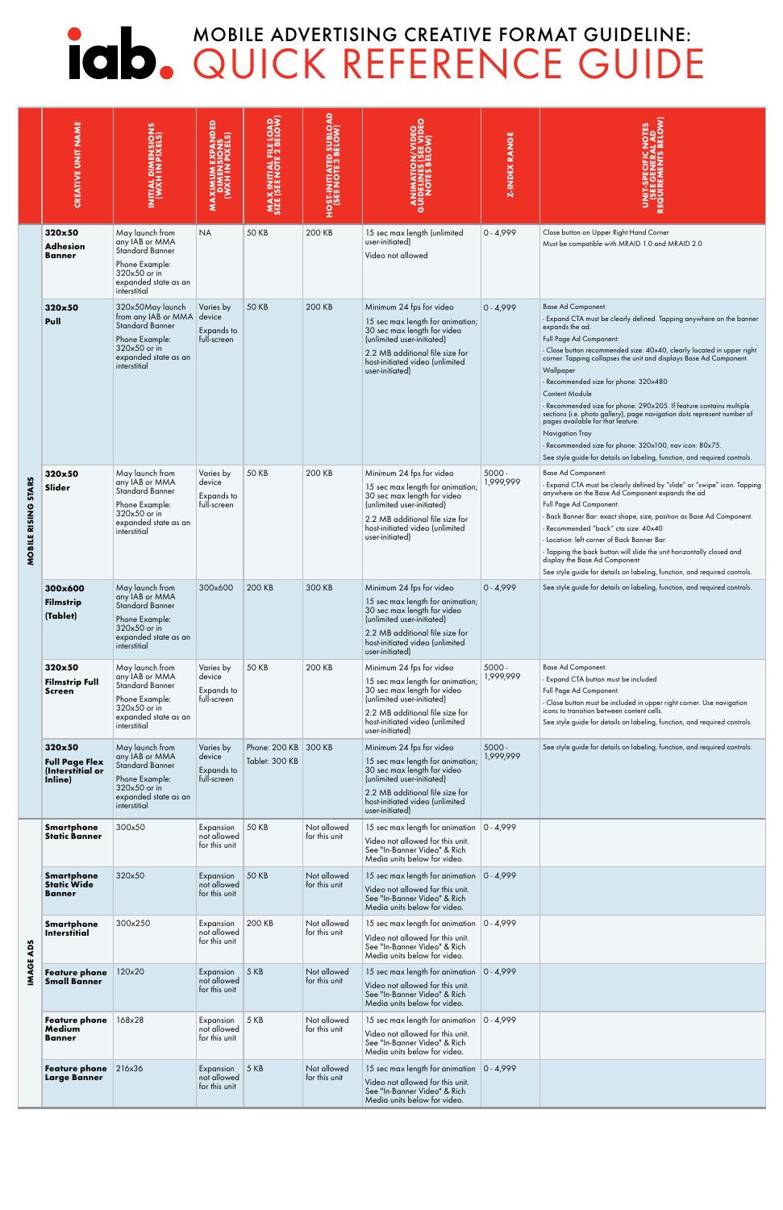# MOBILE ADVERTISING CREATIVE FORMAT GUIDELINE: QUICK REFERENCE GUIDE

| | CREATIVE UNIT NAME | INITIAL DIMENSIONS (WXH IN PIXELS) | MAXIMUM EXPANDED DIMENSIONS (WXH IN PIXELS) | MAX INITIAL FILE LOAD SIZE (SEE NOTE 2 BELOW) | HOST-INITIATED SUBLOAD (SEE NOTE 3 BELOW) | ANIMATION/VIDEO GUIDELINES (SEE VIDEO NOTES BELOW) | Z-INDEX RANGE | UNIT-SPECIFIC NOTES (SEE GENERAL AD REQUIREMENTS BELOW) |
|---|---|---|---|---|---|---|---|---|
| MOBILE RISING STARS | **320x50 Adhesion Banner** | May launch from any IAB or MMA Standard Banner<br>Phone Example: 320x50 or in expanded state as an interstitial | NA | 50 KB | 200 KB | 15 sec max length (unlimited user-initiated)<br>Video not allowed | 0 - 4,999 | Close button on Upper Right Hand Corner<br>Must be compatible with MRAID 1.0 and MRAID 2.0 |
| | **320x50 Pull** | 320x50May launch from any IAB or MMA Standard Banner<br>Phone Example: 320x50 or in expanded state as an interstitial | Varies by device<br>Expands to full-screen | 50 KB | 200 KB | Minimum 24 fps for video<br>15 sec max length for animation; 30 sec max length for video (unlimited user-initiated)<br>2.2 MB additional file size for host-initiated video (unlimited user-initiated) | 0 - 4,999 | Base Ad Component:<br>· Expand CTA must be clearly defined. Tapping anywhere on the banner expands the ad.<br>Full Page Ad Component:<br>· Close button recommended size: 40x40, clearly located in upper right corner. Tapping collapses the unit and displays Base Ad Component.<br>Wallpaper<br>· Recommended size for phone: 320x480<br>Content Module<br>· Recommended size for phone: 290x205. If feature contains multiple sections (i.e. photo gallery), page navigation dots represent number of pages available for that feature.<br>Navigation Tray<br>· Recommended size for phone: 320x100, nav icon: 80x75.<br>See style guide for details on labeling, function, and required controls. |
| | **320x50 Slider** | May launch from any IAB or MMA Standard Banner<br>Phone Example: 320x50 or in expanded state as an interstitial | Varies by device<br>Expands to full-screen | 50 KB | 200 KB | Minimum 24 fps for video<br>15 sec max length for animation; 30 sec max length for video (unlimited user-initiated)<br>2.2 MB additional file size for host-initiated video (unlimited user-initiated) | 5000 - 1,999,999 | Base Ad Component:<br>· Expand CTA must be clearly defined by "slide" or "swipe" icon. Tapping anywhere on the Base Ad Component expands the ad<br>Full Page Ad Component:<br>· Back Banner Bar: exact shape, size, position as Base Ad Component.<br>· Recommended "back" cta size: 40x40<br>· Location: left corner of Back Banner Bar.<br>· Tapping the back button will slide the unit horizontally closed and display the Base Ad Component<br>See style guide for details on labeling, function, and required controls. |
| | **300x600 Filmstrip (Tablet)** | May launch from any IAB or MMA Standard Banner<br>Phone Example: 320x50 or in expanded state as an interstitial | 300x600 | 200 KB | 300 KB | Minimum 24 fps for video<br>15 sec max length for animation; 30 sec max length for video (unlimited user-initiated)<br>2.2 MB additional file size for host-initiated video (unlimited user-initiated) | 0 - 4,999 | See style guide for details on labeling, function, and required controls. |
| | **320x50 Filmstrip Full Screen** | May launch from any IAB or MMA Standard Banner<br>Phone Example: 320x50 or in expanded state as an interstitial | Varies by device<br>Expands to full-screen | 50 KB | 200 KB | Minimum 24 fps for video<br>15 sec max length for animation; 30 sec max length for video (unlimited user-initiated)<br>2.2 MB additional file size for host-initiated video (unlimited user-initiated) | 5000 - 1,999,999 | Base Ad Component:<br>· Expand CTA button must be included<br>Full Page Ad Component:<br>· Close button must be included in upper right corner. Use navigation icons to transition between content cells.<br>See style guide for details on labeling, function, and required controls. |
| | **320x50 Full Page Flex (Interstitial or Inline)** | May launch from any IAB or MMA Standard Banner<br>Phone Example: 320x50 or in expanded state as an interstitial | Varies by device<br>Expands to full-screen | Phone: 200 KB<br>Tablet: 300 KB | 300 KB | Minimum 24 fps for video<br>15 sec max length for animation; 30 sec max length for video (unlimited user-initiated)<br>2.2 MB additional file size for host-initiated video (unlimited user-initiated) | 5000 - 1,999,999 | See style guide for details on labeling, function, and required controls. |
| IMAGE ADS | **Smartphone Static Banner** | 300x50 | Expansion not allowed for this unit | 50 KB | Not allowed for this unit | 15 sec max length for animation<br>Video not allowed for this unit. See "In-Banner Video" & Rich Media units below for video. | 0 - 4,999 | |
| | **Smartphone Static Wide Banner** | 320x50 | Expansion not allowed for this unit | 50 KB | Not allowed for this unit | 15 sec max length for animation<br>Video not allowed for this unit. See "In-Banner Video" & Rich Media units below for video. | 0 - 4,999 | |
| | **Smartphone Interstitial** | 300x250 | Expansion not allowed for this unit | 200 KB | Not allowed for this unit | 15 sec max length for animation<br>Video not allowed for this unit. See "In-Banner Video" & Rich Media units below for video. | 0 - 4,999 | |
| | **Feature phone Small Banner** | 120x20 | Expansion not allowed for this unit | 5 KB | Not allowed for this unit | 15 sec max length for animation<br>Video not allowed for this unit. See "In-Banner Video" & Rich Media units below for video. | 0 - 4,999 | |
| | **Feature phone Medium Banner** | 168x28 | Expansion not allowed for this unit | 5 KB | Not allowed for this unit | 15 sec max length for animation<br>Video not allowed for this unit. See "In-Banner Video" & Rich Media units below for video. | 0 - 4,999 | |
| | **Feature phone Large Banner** | 216x36 | Expansion not allowed for this unit | 5 KB | Not allowed for this unit | 15 sec max length for animation<br>Video not allowed for this unit. See "In-Banner Video" & Rich Media units below for video. | 0 - 4,999 | |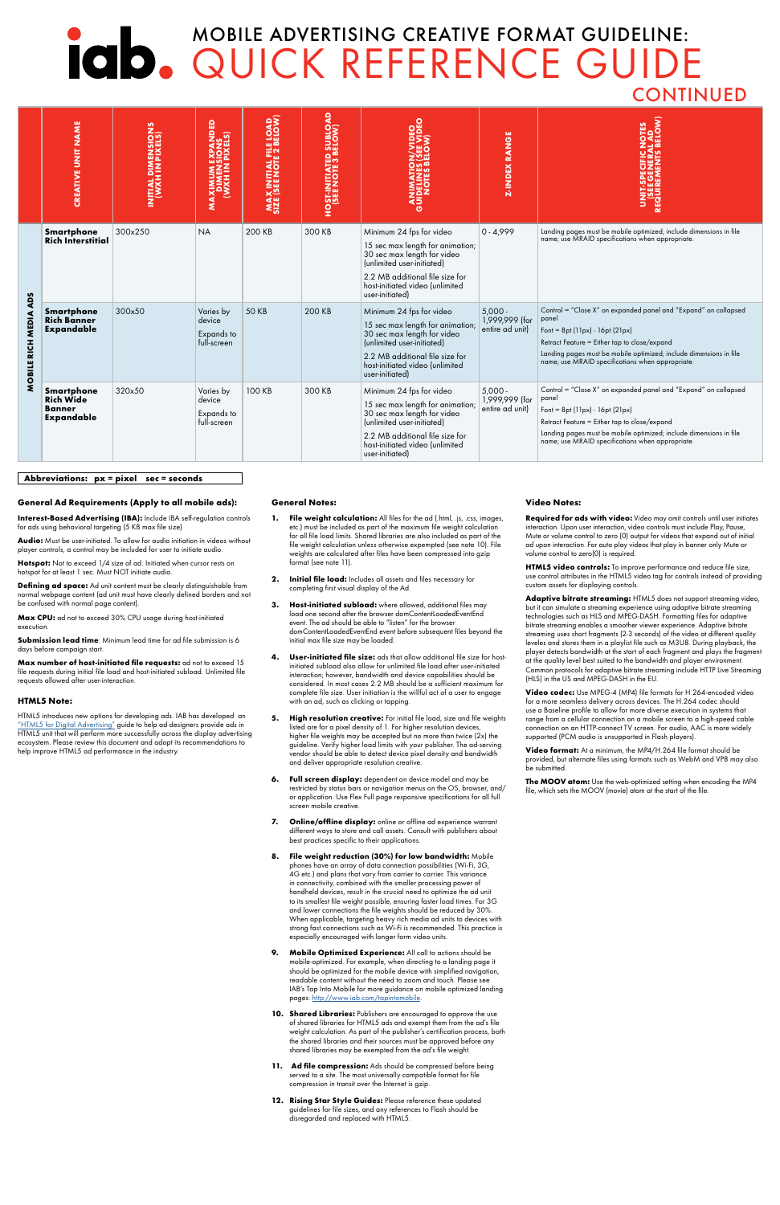# MOBILE ADVERTISING CREATIVE FORMAT GUIDELINE: QUICK REFERENCE GUIDE CONTINUED

| | CREATIVE UNIT NAME | INITIAL DIMENSIONS (WXH IN PIXELS) | MAXIMUM EXPANDED DIMENSIONS (WXH IN PIXELS) | MAX INITIAL FILE LOAD SIZE (SEE NOTE 2 BELOW) | HOST-INITIATED SUBLOAD AD (SEE NOTE 3 BELOW) | ANIMATION/VIDEO GUIDELINES (SEE VIDEO NOTES BELOW) | Z-INDEX RANGE | UNIT-SPECIFIC NOTES (SEE GENERAL AD REQUIREMENTS BELOW) |
|---|---|---|---|---|---|---|---|---|
| MOBILE RICH MEDIA ADS | **Smartphone Rich Interstitial** | 300x250 | NA | 200 KB | 300 KB | Minimum 24 fps for video<br>15 sec max length for animation; 30 sec max length for video (unlimited user-initiated)<br>2.2 MB additional file size for host-initiated video (unlimited user-initiated) | 0 - 4,999 | Landing pages must be mobile optimized; include dimensions in file name; use MRAID specifications when appropriate. |
| | **Smartphone Rich Banner Expandable** | 300x50 | Varies by device<br>Expands to full-screen | 50 KB | 200 KB | Minimum 24 fps for video<br>15 sec max length for animation; 30 sec max length for video (unlimited user-initiated)<br>2.2 MB additional file size for host-initiated video (unlimited user-initiated) | 5,000 - 1,999,999 (for entire ad unit) | Control = "Close X" on expanded panel and "Expand" on collapsed panel<br>Font = 8pt (11px) - 16pt (21px)<br>Retract Feature = Either tap to close/expand<br>Landing pages must be mobile optimized; include dimensions in file name; use MRAID specifications when appropriate. |
| | **Smartphone Rich Wide Banner Expandable** | 320x50 | Varies by device<br>Expands to full-screen | 100 KB | 300 KB | Minimum 24 fps for video<br>15 sec max length for animation; 30 sec max length for video (unlimited user-initiated)<br>2.2 MB additional file size for host-initiated video (unlimited user-initiated) | 5,000 - 1,999,999 (for entire ad unit) | Control = "Close X" on expanded panel and "Expand" on collapsed panel<br>Font = 8pt (11px) - 16pt (21px)<br>Retract Feature = Either tap to close/expand<br>Landing pages must be mobile optimized; include dimensions in file name; use MRAID specifications when appropriate. |

**Abbreviations: px = pixel sec = seconds**

## General Ad Requirements (Apply to all mobile ads):

**Interest-Based Advertising (IBA):** Include IBA self-regulation controls for ads using behavioral targeting (5 KB max file size)

**Audio:** Must be user-initiated. To allow for audio initiation in videos without player controls, a control may be included for user to initiate audio.

**Hotspot:** Not to exceed 1/4 size of ad. Initiated when cursor rests on hotspot for at least 1 sec. Must NOT initiate audio.

**Defining ad space:** Ad unit content must be clearly distinguishable from normal webpage content (ad unit must have clearly defined borders and not be confused with normal page content).

**Max CPU:** ad not to exceed 30% CPU usage during host-initiated execution.

**Submission lead time**: Minimum lead time for ad file submission is 6 days before campaign start.

**Max number of host-initiated file requests:** ad not to exceed 15 file requests during initial file load and host-initiated subload. Unlimited file requests allowed after user-interaction.

## HTML5 Note:

HTML5 introduces new options for developing ads. IAB has developed an "HTML5 for Digital Advertising" guide to help ad designers provide ads in HTML5 unit that will perform more successfully across the display advertising ecosystem. Please review this document and adopt its recommendations to help improve HTML5 ad performance in the industry.

## General Notes:

1. **File weight calculation:** All files for the ad (.html, .js, .css, images, etc.) must be included as part of the maximum file weight calculation for all file load limits. Shared libraries are also included as part of the file weight calculation unless otherwise exempted (see note 10). File weights are calculated after files have been compressed into gzip format (see note 11).

2. **Initial file load:** Includes all assets and files necessary for completing first visual display of the Ad.

3. **Host-initiated subload:** where allowed, additional files may load one second after the browser domContentLoadedEventEnd event. The ad should be able to "listen" for the browser domContentLoadedEventEnd event before subsequent files beyond the initial max file size may be loaded.

4. **User-initiated file size:** ads that allow additional file size for host-initiated subload also allow for unlimited file load after user-initiated interaction; however, bandwidth and device capabilities should be considered. In most cases 2.2 MB should be a sufficient maximum for complete file size. User initiation is the willful act of a user to engage with an ad, such as clicking or tapping.

5. **High resolution creative:** For initial file load, size and file weights listed are for a pixel density of 1. For higher resolution devices, higher file weights may be accepted but no more than twice (2x) the guideline. Verify higher load limits with your publisher. The ad-serving vendor should be able to detect device pixel density and bandwidth and deliver appropriate resolution creative.

6. **Full screen display:** dependent on device model and may be restricted by status bars or navigation menus on the OS, browser, and/or application. Use Flex Full page responsive specifications for all full screen mobile creative.

7. **Online/offline display:** online or offline ad experience warrant different ways to store and call assets. Consult with publishers about best practices specific to their applications.

8. **File weight reduction (30%) for low bandwidth:** Mobile phones have an array of data connection possibilities (Wi-Fi, 3G, 4G etc.) and plans that vary from carrier to carrier. This variance in connectivity, combined with the smaller processing power of handheld devices, result in the crucial need to optimize the ad unit to its smallest file weight possible, ensuring faster load times. For 3G and lower connections the file weights should be reduced by 30%. When applicable, targeting heavy rich media ad units to devices with strong fast connections such as Wi-Fi is recommended. This practice is especially encouraged with longer form video units.

9. **Mobile Optimized Experience:** All call to actions should be mobile-optimized. For example, when directing to a landing page it should be optimized for the mobile device with simplified navigation, readable content without the need to zoom and touch. Please see IAB's Tap Into Mobile for more guidance on mobile optimized landing pages: http://www.iab.com/tapintomobile.

10. **Shared Libraries:** Publishers are encouraged to approve the use of shared libraries for HTML5 ads and exempt them from the ad's file weight calculation. As part of the publisher's certification process, both the shared libraries and their sources must be approved before any shared libraries may be exempted from the ad's file weight.

11. **Ad file compression:** Ads should be compressed before being served to a site. The most universally compatible format for file compression in transit over the Internet is gzip.

12. **Rising Star Style Guides:** Please reference these updated guidelines for file sizes, and any references to Flash should be disregarded and replaced with HTML5.

## Video Notes:

**Required for ads with video:** Video may omit controls until user initiates interaction. Upon user interaction, video controls must include Play, Pause, Mute or volume control to zero (0) output for videos that expand out of initial ad upon interaction. For auto play videos that play in banner only Mute or volume control to zero(0) is required.

**HTML5 video controls:** To improve performance and reduce file size, use control attributes in the HTML5 video tag for controls instead of providing custom assets for displaying controls.

**Adaptive bitrate streaming:** HTML5 does not support streaming video, but it can simulate a streaming experience using adaptive bitrate streaming technologies such as HLS and MPEG-DASH. Formatting files for adaptive bitrate streaming enables a smoother viewer experience. Adaptive bitrate streaming uses short fragments (2-3 seconds) of the video at different quality leveles and stores them in a playlist file such as M3U8. During playback, the player detects bandwidth at the start of each fragment and plays the fragment at the quality level best suited to the bandwidth and player environment. Common protocols for adaptive bitrate streaming include HTTP Live Streaming (HLS) in the US and MPEG-DASH in the EU.

**Video codec:** Use MPEG-4 (MP4) file formats for H.264-encoded video for a more seamless delivery across devices. The H.264 codec should use a Baseline profile to allow for more diverse execution in systems that range from a cellular connection on a mobile screen to a high-speed cable connection on an HTTP-connect TV screen. For audio, AAC is more widely supported (PCM audio is unsupported in Flash players).

**Video format:** At a minimum, the MP4/H.264 file format should be provided, but alternate files using formats such as WebM and VP8 may also be submitted.

**The MOOV atom:** Use the web-optimized setting when encoding the MP4 file, which sets the MOOV (movie) atom at the start of the file.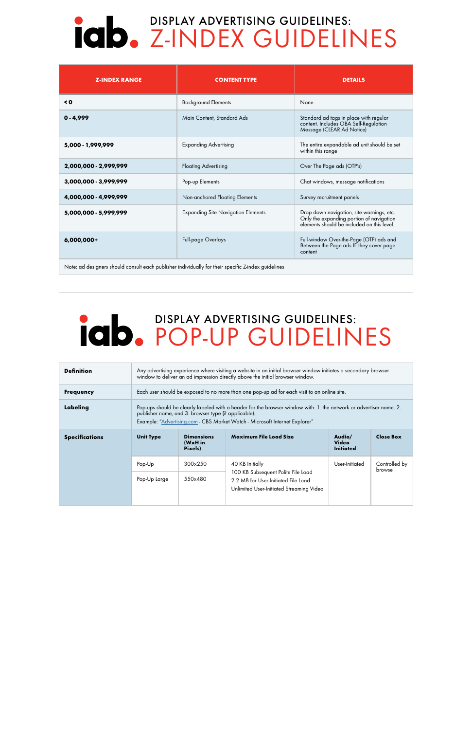# DISPLAY ADVERTISING GUIDELINES: Z-INDEX GUIDELINES

| Z-INDEX RANGE | CONTENT TYPE | DETAILS |
|---|---|---|
| **< 0** | Background Elements | None |
| **0 - 4,999** | Main Content, Standard Ads | Standard ad tags in place with regular content. Includes OBA Self-Regulation Message (CLEAR Ad Notice) |
| **5,000 - 1,999,999** | Expanding Advertising | The entire expandable ad unit should be set within this range |
| **2,000,000 - 2,999,999** | Floating Advertising | Over The Page ads (OTP's) |
| **3,000,000 - 3,999,999** | Pop-up Elements | Chat windows, message notifications |
| **4,000,000 - 4,999,999** | Non-anchored Floating Elements | Survey recruitment panels |
| **5,000,000 - 5,999,999** | Expanding Site Navigation Elements | Drop down navigation, site warnings, etc. Only the expanding portion of navigation elements should be included on this level. |
| **6,000,000+** | Full-page Overlays | Full-window Over-the-Page (OTP) ads and Between-the-Page ads IF they cover page content |

Note: ad designers should consult each publisher individually for their specific Z-index guidelines

# DISPLAY ADVERTISING GUIDELINES: POP-UP GUIDELINES

| | | | | | |
|---|---|---|---|---|---|
| **Definition** | Any advertising experience where visiting a website in an initial browser window initiates a secondary browser window to deliver an ad impression directly above the initial browser window. | | | | |
| **Frequency** | Each user should be exposed to no more than one pop-up ad for each visit to an online site. | | | | |
| **Labeling** | Pop-ups should be clearly labeled with a header for the browser window with: 1. the network or advertiser name, 2. publisher name, and 3. browser type (if applicable). Example: "Advertising.com - CBS Market Watch - Microsoft Internet Explorer" | | | | |
| **Specifications** | **Unit Type** | **Dimensions (WxH in Pixels)** | **Maximum File Load Size** | **Audio/ Video Initiated** | **Close Box** |
| | Pop-Up | 300x250 | 40 KB Initially<br>100 KB Subsequent Polite File Load<br>2.2 MB for User-Initiated File Load<br>Unlimited User-Initiated Streaming Video | User-Initiated | Controlled by browse |
| | Pop-Up Large | 550x480 | | | |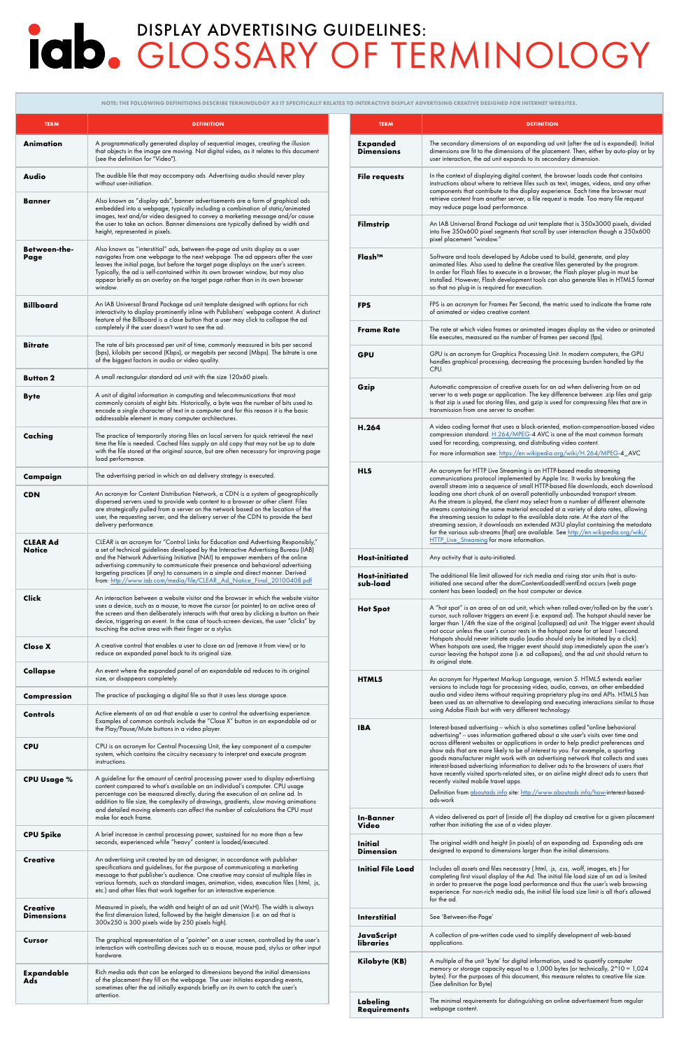# iab. DISPLAY ADVERTISING GUIDELINES: GLOSSARY OF TERMINOLOGY

NOTE: THE FOLLOWING DEFINITIONS DESCRIBE TERMINOLOGY AS IT SPECIFICALLY RELATES TO INTERACTIVE DISPLAY ADVERTISING CREATIVE DESIGNED FOR INTERNET WEBSITES.

| TERM | DEFINITION |
|---|---|
| **Animation** | A programmatically generated display of sequential images, creating the illusion that objects in the image are moving. Not digital video, as it relates to this document (see the definition for "Video"). |
| **Audio** | The audible file that may accompany ads. Advertising audio should never play without user-initiation. |
| **Banner** | Also known as "display ads", banner advertisements are a form of graphical ads embedded into a webpage, typically including a combination of static/animated images, text and/or video designed to convey a marketing message and/or cause the user to take an action. Banner dimensions are typically defined by width and height, represented in pixels. |
| **Between-the-Page** | Also known as "interstitial" ads, between-the-page ad units display as a user navigates from one webpage to the next webpage. The ad appears after the user leaves the initial page, but before the target page displays on the user's screen. Typically, the ad is self-contained within its own browser window, but may also appear briefly as an overlay on the target page rather than in its own browser window. |
| **Billboard** | An IAB Universal Brand Package ad unit template designed with options for rich interactivity to display prominently inline with Publishers' webpage content. A distinct feature of the Billboard is a close button that a user may click to collapse the ad completely if the user doesn't want to see the ad. |
| **Bitrate** | The rate of bits processed per unit of time, commonly measured in bits per second (bps), kilobits per second (Kbps), or megabits per second (Mbps). The bitrate is one of the biggest factors in audio or video quality. |
| **Button 2** | A small rectangular standard ad unit with the size 120x60 pixels. |
| **Byte** | A unit of digital information in computing and telecommunications that most commonly consists of eight bits. Historically, a byte was the number of bits used to encode a single character of text in a computer and for this reason it is the basic addressable element in many computer architectures. |
| **Caching** | The practice of temporarily storing files on local servers for quick retrieval the next time the file is needed. Cached files supply an old copy that may not be up to date with the file stored at the original source, but are often necessary for improving page load performance. |
| **Campaign** | The advertising period in which an ad delivery strategy is executed. |
| **CDN** | An acronym for Content Distribution Network, a CDN is a system of geographically dispersed servers used to provide web content to a browser or other client. Files are strategically pulled from a server on the network based on the location of the user, the requesting server, and the delivery server of the CDN to provide the best delivery performance. |
| **CLEAR Ad Notice** | CLEAR is an acronym for "Control Links for Education and Advertising Responsibly," a set of technical guidelines developed by the Interactive Advertising Bureau (IAB) and the Network Advertising Initiative (NAI) to empower members of the online advertising community to communicate their presence and behavioral advertising targeting practices (if any) to consumers in a simple and direct manner. Derived from: http://www.iab.com/media/file/CLEAR_Ad_Notice_Final_20100408.pdf |
| **Click** | An interaction between a website visitor and the browser in which the website visitor uses a device, such as a mouse, to move the cursor (or pointer) to an active area of the screen and then deliberately interacts with that area by clicking a button on their device, triggering an event. In the case of touch-screen devices, the user "clicks" by touching the active area with their finger or a stylus. |
| **Close X** | A creative control that enables a user to close an ad (remove it from view) or to reduce an expanded panel back to its original size. |
| **Collapse** | An event where the expanded panel of an expandable ad reduces to its original size, or disappears completely. |
| **Compression** | The practice of packaging a digital file so that it uses less storage space. |
| **Controls** | Active elements of an ad that enable a user to control the advertising experience. Examples of common controls include the "Close X" button in an expandable ad or the Play/Pause/Mute buttons in a video player. |
| **CPU** | CPU is an acronym for Central Processing Unit, the key component of a computer system, which contains the circuitry necessary to interpret and execute program instructions. |
| **CPU Usage %** | A guideline for the amount of central processing power used to display advertising content compared to what's available on an individual's computer. CPU usage percentage can be measured directly, during the execution of an online ad. In addition to file size, the complexity of drawings, gradients, slow moving animations and detailed moving elements can affect the number of calculations the CPU must make for each frame. |
| **CPU Spike** | A brief increase in central processing power, sustained for no more than a few seconds, experienced while "heavy" content is loaded/executed. |
| **Creative** | An advertising unit created by an ad designer, in accordance with publisher specifications and guidelines, for the purpose of communicating a marketing message to that publisher's audience. One creative may consist of multiple files in various formats, such as standard images, animation, video, execution files (.html, .js, etc.) and other files that work together for an interactive experience. |
| **Creative Dimensions** | Measured in pixels, the width and height of an ad unit (WxH). The width is always the first dimension listed, followed by the height dimension (i.e. an ad that is 300x250 is 300 pixels wide by 250 pixels high). |
| **Cursor** | The graphical representation of a "pointer" on a user screen, controlled by the user's interaction with controlling devices such as a mouse, mouse pad, stylus or other input hardware. |
| **Expandable Ads** | Rich media ads that can be enlarged to dimensions beyond the initial dimensions of the placement they fill on the webpage. The user initiates expanding events, sometimes after the ad initially expands briefly on its own to catch the user's attention. |
| **Expanded Dimensions** | The secondary dimensions of an expanding ad unit (after the ad is expanded). Initial dimensions are fit to the dimensions of the placement. Then, either by auto-play or by user interaction, the ad unit expands to its secondary dimensions. |
| **File requests** | In the context of displaying digital content, the browser loads code that contains instructions about where to retrieve files such as text, images, videos, and any other components that contribute to the display experience. Each time the browser must retrieve content from another server, a file request is made. Too many file requests may reduce page load performance. |
| **Filmstrip** | An IAB Universal Brand Package ad unit template that is 350x3000 pixels, divided into five 350x600 pixel segments that scroll by user interaction though a 350x600 pixel placement "window." |
| **Flash™** | Software and tools developed by Adobe used to build, generate, and play animated files. Also used to define the creative files generated by the program. In order for Flash files to execute in a browser, the Flash player plug-in must be installed. However, Flash development tools can also generate files in HTML5 format so that no plug-in is required for execution. |
| **FPS** | FPS is an acronym for Frames Per Second, the metric used to indicate the frame rate of animated or video creative content. |
| **Frame Rate** | The rate at which video frames or animated images display as the video or animated file executes, measured as the number of frames per second (fps). |
| **GPU** | GPU is an acronym for Graphics Processing Unit. In modern computers, the GPU handles graphical processing, decreasing the processing burden handled by the CPU. |
| **Gzip** | Automatic compression of creative assets for an ad when delivering from an ad server to a web page or application. The key difference between .zip files and gzip is that zip is used for storing files, and gzip is used for compressing files that are in transmission from one server to another. |
| **H.264** | A video coding format that uses a block-oriented, motion-compensation-based video compression standard. H.264/MPEG-4 AVC is one of the most common formats used for recording, compressing, and distributing video content. For more information see: https://en.wikipedia.org/wiki/H.264/MPEG-4_AVC |
| **HLS** | An acronym for HTTP Live Streaming is an HTTP-based media streaming communications protocol implemented by Apple Inc. It works by breaking the overall stream into a sequence of small HTTP-based file downloads, each download loading one short chunk of an overall potentially unbounded transport stream. As the stream is played, the client may select from a number of different alternate streams containing the same material encoded at a variety of data rates, allowing the streaming session to adapt to the available data rate. At the start of the streaming session, it downloads an extended M3U playlist containing the metadata for the various sub-streams [that] are available. See http://en.wikipedia.org/wiki/HTTP_Live_Streaming for more information. |
| **Host-initiated** | Any activity that is auto-initiated. |
| **Host-initiated sub-load** | The additional file limit allowed for rich media and rising star units that is auto-initiated one second after the domContentLoadedEventEnd occurs (web page content has been loaded) on the host computer or device. |
| **Hot Spot** | A "hot spot" is an area of an ad unit, which when rolled-over/rolled-on by the user's cursor, such rollover triggers an event (i.e. expand ad). The hotspot should never be larger than 1/4th the size of the original (collapsed) ad unit. The trigger event should not occur unless the user's cursor is in the hotspot zone for at least 1-second. Hotspots should never initiate audio (audio should only be initiated by a click). When hotspots are used, the trigger event should stop immediately upon the user's cursor leaving the hotspot zone (i.e. ad collapses), and the ad unit should return to its original state. |
| **HTML5** | An acronym for Hypertext Markup Language, version 5. HTML5 extends earlier versions to include tags for processing video, audio, canvas, an other embedded audio and video items without requiring proprietary plug-ins and APIs. HTML5 has been used as an alternative to developing and executing interactions similar to those using Adobe Flash but with very different technology. |
| **IBA** | Interest-based advertising – which is also sometimes called "online behavioral advertising" -- uses information gathered about a site user's visits over time and across different websites or applications in order to help predict preferences and show ads that are more likely to be of interest to you. For example, a sporting goods manufacturer might work with an advertising network that collects and uses interest-based advertising information to deliver ads to the browsers of users that have recently visited sports-related sites, or an airline might direct ads to users that recently visited mobile travel apps. Definition from aboutads.info site: http://www.aboutads.info/how-interest-based-ads-work |
| **In-Banner Video** | A video delivered as part of (inside of) the display ad creative for a given placement rather than initiating the use of a video player. |
| **Initial Dimension** | The original width and height (in pixels) of an expanding ad. Expanding ads are designed to expand to dimensions larger than the initial dimensions. |
| **Initial File Load** | Includes all assets and files necessary (.html, .js, .css, .swf, images, etc.) for completing first visual display of the Ad. The initial file load size of an ad is limited in order to preserve the page load performance and thus the user's web browsing experience. For non-rich media ads, the initial file load size limit is all that's allowed for the ad. |
| **Interstitial** | See 'Between-the-Page' |
| **JavaScript libraries** | A collection of pre-written code used to simplify development of web-based applications. |
| **Kilobyte (KB)** | A multiple of the unit 'byte' for digital information, used to quantify computer memory or storage capacity equal to a 1,000 bytes (or technically, $2^{10}$ = 1,024 bytes). For the purposes of this document, this measure relates to creative file size. (See definition for Byte) |
| **Labeling Requirements** | The minimal requirements for distinguishing an online advertisement from regular webpage content. |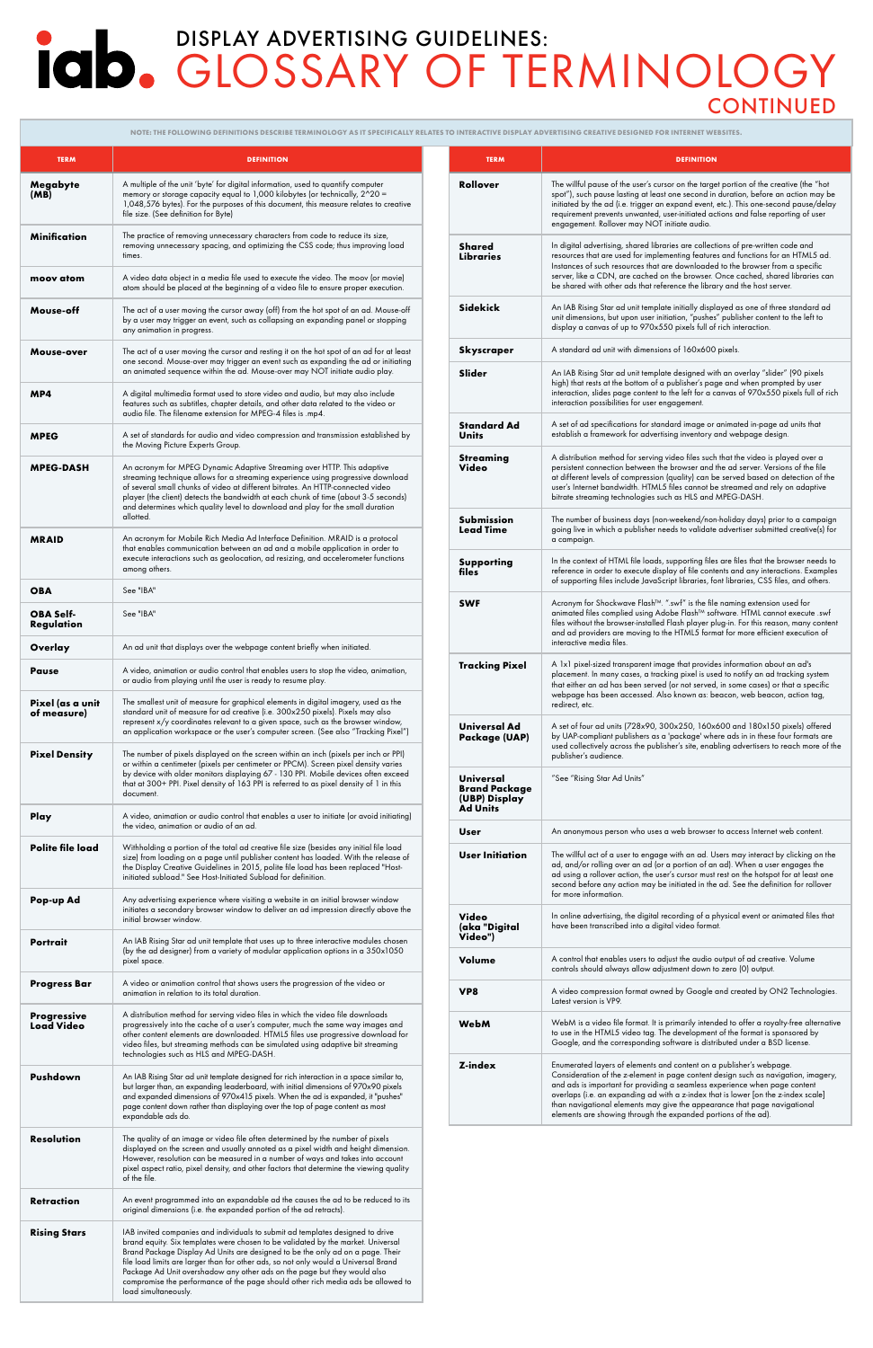# DISPLAY ADVERTISING GUIDELINES: GLOSSARY OF TERMINOLOGY CONTINUED

NOTE: THE FOLLOWING DEFINITIONS DESCRIBE TERMINOLOGY AS IT SPECIFICALLY RELATES TO INTERACTIVE DISPLAY ADVERTISING CREATIVE DESIGNED FOR INTERNET WEBSITES.

| TERM | DEFINITION |
|---|---|
| **Megabyte (MB)** | A multiple of the unit 'byte' for digital information, used to quantify computer memory or storage capacity equal to 1,000 kilobytes (or technically, 2^20 = 1,048,576 bytes). For the purposes of this document, this measure relates to creative file size. (See definition for Byte) |
| **Minification** | The practice of removing unnecessary characters from code to reduce its size, removing unnecessary spacing, and optimizing the CSS code; thus improving load times. |
| **moov atom** | A video data object in a media file used to execute the video. The moov (or movie) atom should be placed at the beginning of a video file to ensure proper execution. |
| **Mouse-off** | The act of a user moving the cursor away (off) from the hot spot of an ad. Mouse-off by a user may trigger an event, such as collapsing an expanding panel or stopping any animation in progress. |
| **Mouse-over** | The act of a user moving the cursor and resting it on the hot spot of an ad for at least one second. Mouse-over may trigger an event such as an expanding ad or initiating an animated sequence within the ad. Mouse-over may NOT initiate audio play. |
| **MP4** | A digital multimedia format used to store video and audio, but may also include features such as subtitles, chapter details, and other data related to the video or audio file. The filename extension for MPEG-4 files is .mp4. |
| **MPEG** | A set of standards for audio and video compression and transmission established by the Moving Picture Experts Group. |
| **MPEG-DASH** | An acronym for MPEG Dynamic Adaptive Streaming over HTTP. This adaptive streaming technique allows for a streaming experience using progressive download of several small chunks of video at different bitrates. An HTTP-connected video player (the client) detects the bandwidth at each chunk of time (about 3-5 seconds) and determines which quality level to download and play for the small duration allotted. |
| **MRAID** | An acronym for Mobile Rich Media Ad Interface Definition. MRAID is a protocol that enables communication between an ad and a mobile application in order to execute interactions such as geolocation, ad resizing, and accelerometer functions among others. |
| **OBA** | See "IBA" |
| **OBA Self-Regulation** | See "IBA" |
| **Overlay** | An ad unit that displays over the webpage content briefly when initiated. |
| **Pause** | A video, animation or audio control that enables users to stop the video, animation, or audio from playing until the user is ready to resume play. |
| **Pixel (as a unit of measure)** | The smallest unit of measure for graphical elements in digital imagery, used as the standard unit of measure for ad creative (i.e. 300x250 pixels). Pixels may also represent x/y coordinates relevant to a space, such as the browser window, an application workspace or the user's computer screen. (See also "Tracking Pixel") |
| **Pixel Density** | The number of pixels displayed on the screen within an inch (pixels per inch or PPI) or within a centimeter (pixels per centimeter or PPCM). Screen pixel density varies by device with older monitors displaying 67 - 130 PPI. Mobile devices often exceed that at 300+ PPI. Pixel density of 163 PPI is referred to as pixel density of 1 in this document. |
| **Play** | A video, animation or audio control that enables a user to initiate (or avoid initiating) the video, animation or audio of an ad. |
| **Polite file load** | Withholding a portion of the total ad creative file size (besides any initial file load size) from loading on a page until publisher content has loaded. With the release of the Display Creative Guidelines in 2015, polite file load has been replaced "Host-initiated subload." See Host-Initiated Subload for definition. |
| **Pop-up Ad** | Any advertising experience where visiting a website in an initial browser window initiates a secondary browser window to deliver an ad impression directly above the initial browser window. |
| **Portrait** | An IAB Rising Star ad unit template that uses up to three interactive modules chosen (by the ad designer) from a variety of modular application options in a 350x1050 pixel space. |
| **Progress Bar** | A video or animation control that shows users the progression of the video or animation in relation to its total duration. |
| **Progressive Load Video** | A distribution method for serving video files in which the video file downloads progressively into the cache of a user's computer, much the same way images and other content elements are downloaded. HTML5 files use progressive download for video files, but streaming methods can be simulated using adaptive bit streaming technologies such as HLS and MPEG-DASH. |
| **Pushdown** | An IAB Rising Star ad unit template designed for rich interaction in a space similar to, but larger than, an expanding leaderboard, with initial dimensions of 970x90 pixels and expanded dimensions of 970x415 pixels. When the ad is expanded, it "pushes" page content down rather than displaying over the top of page content as most expandable ads do. |
| **Resolution** | The quality of an image or video file often determined by the number of pixels displayed on the screen and usually annoted as a pixel width and height dimension. However, resolution can be measured in a number of ways and takes into account pixel aspect ratio, pixel density, and other factors that determine the viewing quality of the file. |
| **Retraction** | An event programmed into an expandable ad the causes the ad to be reduced to its original dimensions (i.e. the expanded portion of the ad retracts). |
| **Rising Stars** | IAB invited companies and individuals to submit ad templates designed to drive brand equity. Six templates were chosen to be validated by the market. Universal Brand Package Display Ad Units are designed to be the only ad on a page. Their file load limits are larger than for other ads, so not only would a Universal Brand Package Ad Unit overshadow any other ads on the page but they would also compromise the performance of the page should other rich media ads be allowed to load simultaneously. |
| **Rollover** | The willful pause of the user's cursor on the target portion of the creative (the "hot spot"), such pause lasting at least one second in duration, before an action may be initiated by the ad (i.e. trigger an expand event, etc.). This one-second pause/delay requirement prevents unwanted, user-initiated actions and false reporting of user engagement. Rollover may NOT initiate audio. |
| **Shared Libraries** | In digital advertising, shared libraries are collections of pre-written code and resources that are used for implementing features and functions for an HTML5 ad. Instances of such resources that are downloaded to the browser from a specific server, like a CDN, are cached on the browser. Once cached, shared libraries can be shared with other ads that reference the library and the host server. |
| **Sidekick** | An IAB Rising Star ad unit template initially displayed as one of three standard ad unit dimensions, but upon user initiation, "pushes" publisher content to the left to display a canvas of up to 970x550 pixels full of rich interaction. |
| **Skyscraper** | A standard ad unit with dimensions of 160x600 pixels. |
| **Slider** | An IAB Rising Star ad unit template designed with an overlay "slider" (90 pixels high) that rests at the bottom of a publisher's page and when prompted by user interaction, slides page content to the left for a canvas of 970x550 pixels full of rich interaction possibilities for user engagement. |
| **Standard Ad Units** | A set of ad specifications for standard image or animated in-page ad units that establish a framework for advertising inventory and webpage design. |
| **Streaming Video** | A distribution method for serving video files such that the video is played over a persistent connection between the browser and the ad server. Versions of the file at different levels of compression (quality) can be served based on detection of the user's Internet bandwidth. HTML5 files cannot be streamed and rely on adaptive bitrate streaming technologies such as HLS and MPEG-DASH. |
| **Submission Lead Time** | The number of business days (non-weekend/non-holiday days) prior to a campaign going live in which a publisher needs to validate advertiser submitted creative(s) for a campaign. |
| **Supporting files** | In the context of HTML file loads, supporting files are files that the browser needs to reference in order to execute display of file contents and any interactions. Examples of supporting files include JavaScript libraries, font libraries, CSS files, and others. |
| **SWF** | Acronym for Shockwave Flash™. ".swf" is the file naming extension used for animated files complied using Adobe Flash™ software. HTML cannot execute .swf files without the browser-installed Flash player plug-in. For this reason, many content and ad providers are moving to the HTML5 format for more efficient execution of interactive media files. |
| **Tracking Pixel** | A 1x1 pixel-sized transparent image that provides information about an ad's placement. In many cases, a tracking pixel is used to notify an ad tracking system that either an ad has been served (or not served, in some cases) or that a specific webpage has been accessed. Also known as: beacon, web beacon, action tag, redirect, etc. |
| **Universal Ad Package (UAP)** | A set of four ad units (728x90, 300x250, 160x600 and 180x150 pixels) offered by UAP-compliant publishers as a 'package' where ads in in these four formats are used collectively across the publisher's site, enabling advertisers to reach more of the publisher's audience. |
| **Universal Brand Package (UBP) Display Ad Units** | "See "Rising Star Ad Units" |
| **User** | An anonymous person who uses a web browser to access Internet web content. |
| **User Initiation** | The willful act of a user to engage with an ad. Users may interact by clicking on the ad, and/or rolling over an ad (or a portion of an ad). When a user engages the ad using a rollover action, the user's cursor must rest on the hotspot for at least one second before any action may be initiated in the ad. See the definition for rollover for more information. |
| **Video (aka "Digital Video")** | In online advertising, the digital recording of a physical event or animated files that have been transcribed into a digital video format. |
| **Volume** | A control that enables users to adjust the audio output of ad creative. Volume controls should always allow adjustment down to zero (0) output. |
| **VP8** | A video compression format owned by Google and created by ON2 Technologies. Latest version is VP9. |
| **WebM** | WebM is a video file format. It is primarily intended to offer a royalty-free alternative to use in the HTML5 video tag. The development of the format is sponsored by Google, and the corresponding software is distributed under a BSD license. |
| **Z-index** | Enumerated layers of elements and content on a publisher's webpage. Consideration of the z-element in page content design such as navigation, imagery, and ads is important for providing a seamless experience when page content overlaps (i.e. an expanding ad with a z-index that is lower [on the z-index scale] than navigational elements may give the appearance that page navigational elements are showing through the expanded portions of the ad). |